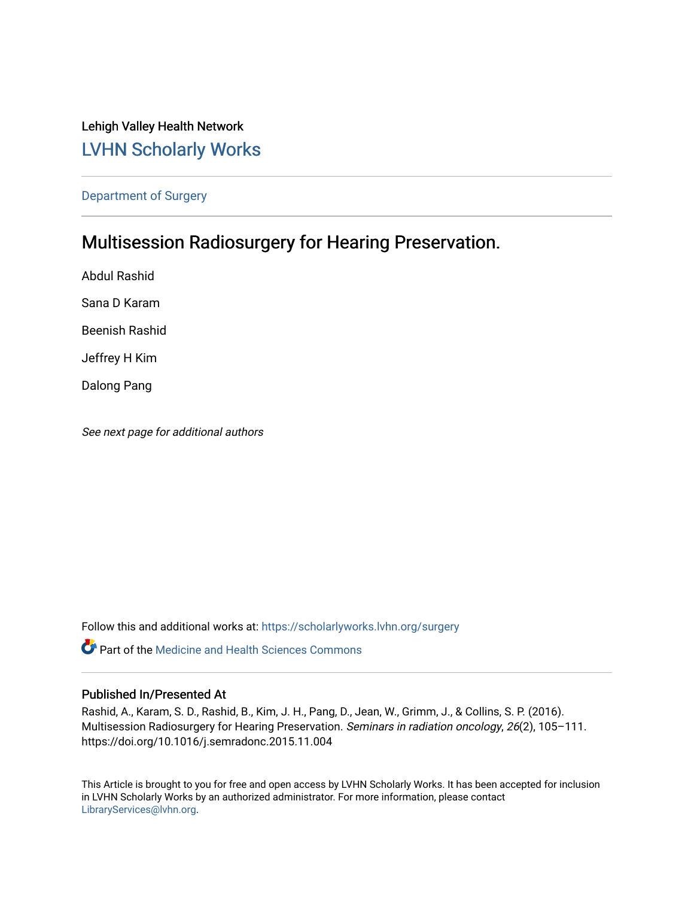Lehigh Valley Health Network

# LVHN Scholarly Works

Department of Surgery

## Multisession Radiosurgery for Hearing Preservation.

Abdul Rashid

Sana D Karam

Beenish Rashid

Jeffrey H Kim

Dalong Pang

*See next page for additional authors*

Follow this and additional works at: https://scholarlyworks.lvhn.org/surgery

Part of the Medicine and Health Sciences Commons

### Published In/Presented At

Rashid, A., Karam, S. D., Rashid, B., Kim, J. H., Pang, D., Jean, W., Grimm, J., & Collins, S. P. (2016). Multisession Radiosurgery for Hearing Preservation. *Seminars in radiation oncology*, *26*(2), 105–111. https://doi.org/10.1016/j.semradonc.2015.11.004

This Article is brought to you for free and open access by LVHN Scholarly Works. It has been accepted for inclusion in LVHN Scholarly Works by an authorized administrator. For more information, please contact LibraryServices@lvhn.org.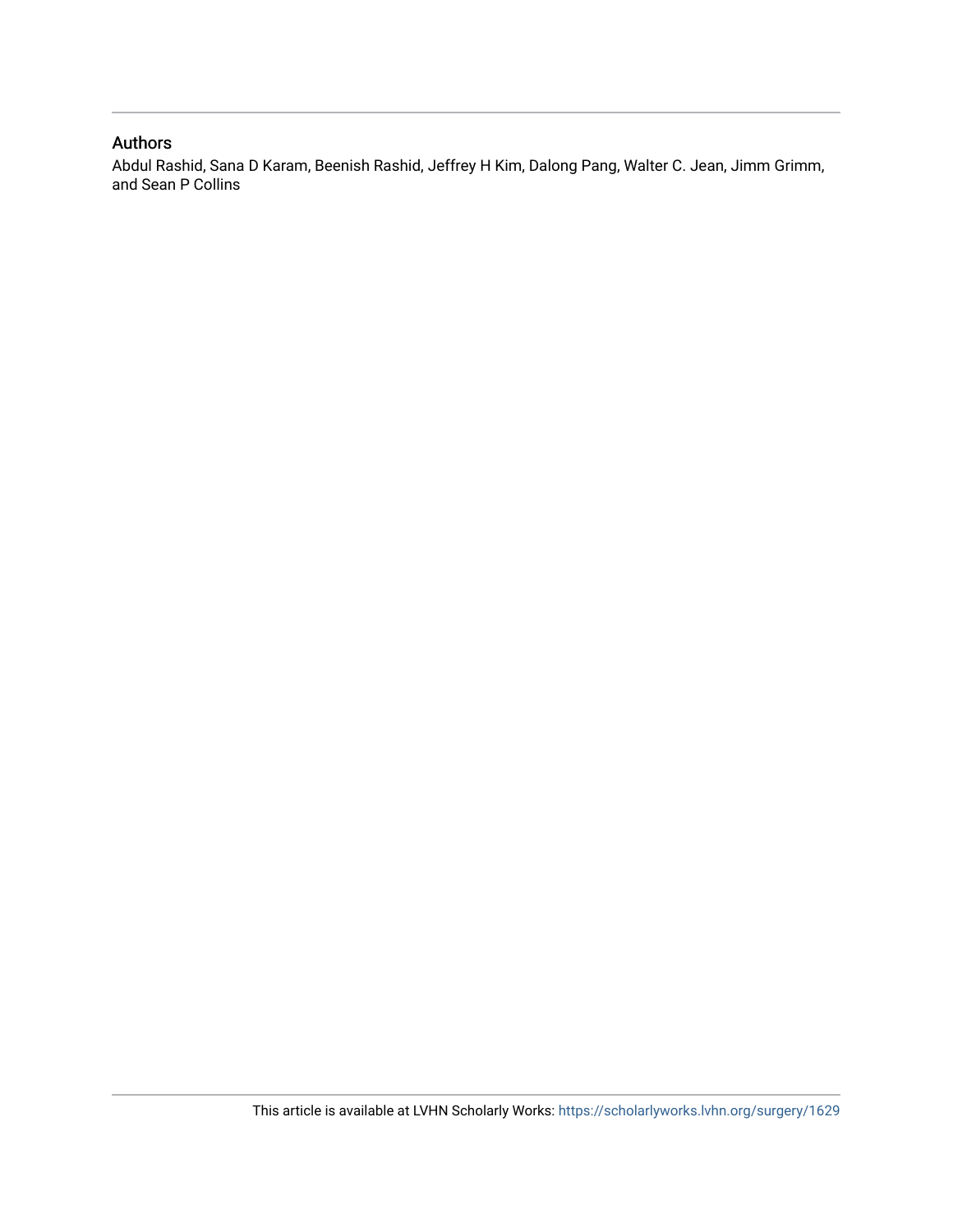## Authors

Abdul Rashid, Sana D Karam, Beenish Rashid, Jeffrey H Kim, Dalong Pang, Walter C. Jean, Jimm Grimm, and Sean P Collins

This article is available at LVHN Scholarly Works: https://scholarlyworks.lvhn.org/surgery/1629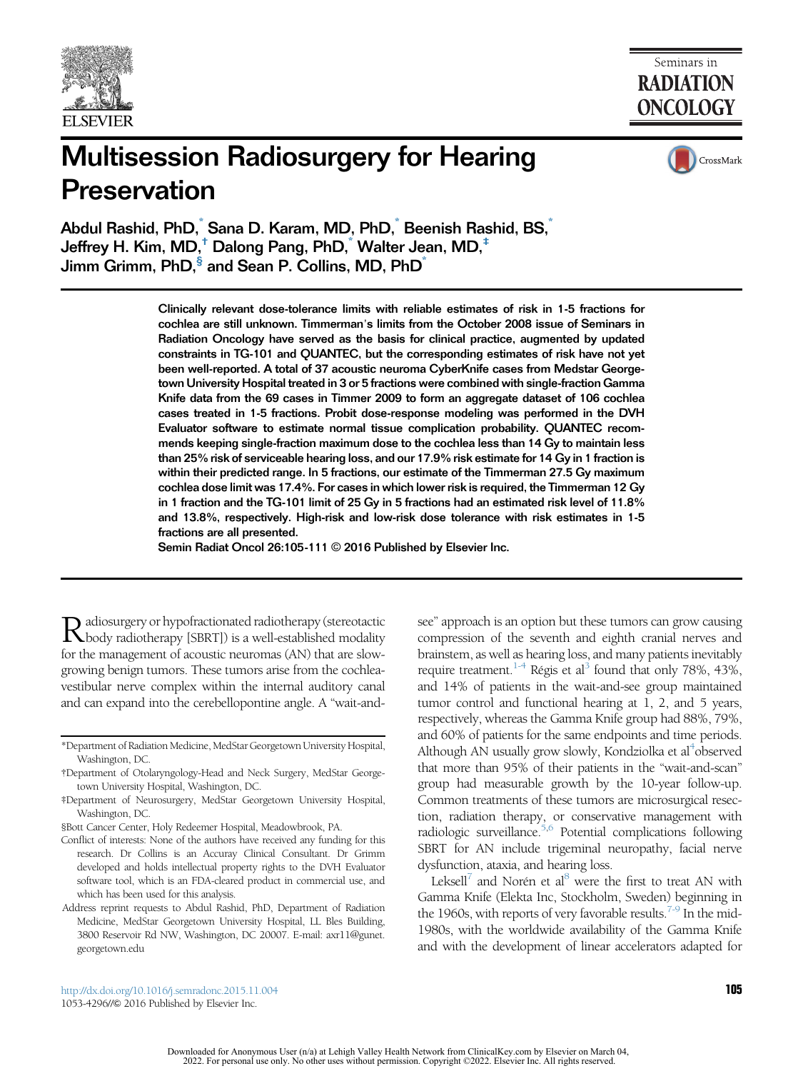# Multisession Radiosurgery for Hearing Preservation

Abdul Rashid, PhD,[*] Sana D. Karam, MD, PhD,[*] Beenish Rashid, BS,[*] Jeffrey H. Kim, MD,[†] Dalong Pang, PhD,[*] Walter Jean, MD,[‡] Jimm Grimm, PhD,[§] and Sean P. Collins, MD, PhD[*]

**Clinically relevant dose-tolerance limits with reliable estimates of risk in 1-5 fractions for cochlea are still unknown. Timmerman's limits from the October 2008 issue of Seminars in Radiation Oncology have served as the basis for clinical practice, augmented by updated constraints in TG-101 and QUANTEC, but the corresponding estimates of risk have not yet been well-reported. A total of 37 acoustic neuroma CyberKnife cases from Medstar Georgetown University Hospital treated in 3 or 5 fractions were combined with single-fraction Gamma Knife data from the 69 cases in Timmer 2009 to form an aggregate dataset of 106 cochlea cases treated in 1-5 fractions. Probit dose-response modeling was performed in the DVH Evaluator software to estimate normal tissue complication probability. QUANTEC recommends keeping single-fraction maximum dose to the cochlea less than 14 Gy to maintain less than 25% risk of serviceable hearing loss, and our 17.9% risk estimate for 14 Gy in 1 fraction is within their predicted range. In 5 fractions, our estimate of the Timmerman 27.5 Gy maximum cochlea dose limit was 17.4%. For cases in which lower risk is required, the Timmerman 12 Gy in 1 fraction and the TG-101 limit of 25 Gy in 5 fractions had an estimated risk level of 11.8% and 13.8%, respectively. High-risk and low-risk dose tolerance with risk estimates in 1-5 fractions are all presented.**

**Semin Radiat Oncol 26:105-111 © 2016 Published by Elsevier Inc.**

Radiosurgery or hypofractionated radiotherapy (stereotactic body radiotherapy [SBRT]) is a well-established modality for the management of acoustic neuromas (AN) that are slow-growing benign tumors. These tumors arise from the cochlea-vestibular nerve complex within the internal auditory canal and can expand into the cerebellopontine angle. A "wait-and-see" approach is an option but these tumors can grow causing compression of the seventh and eighth cranial nerves and brainstem, as well as hearing loss, and many patients inevitably require treatment.[1-4] Régis et al[3] found that only 78%, 43%, and 14% of patients in the wait-and-see group maintained tumor control and functional hearing at 1, 2, and 5 years, respectively, whereas the Gamma Knife group had 88%, 79%, and 60% of patients for the same endpoints and time periods. Although AN usually grow slowly, Kondziolka et al[4] observed that more than 95% of their patients in the "wait-and-scan" group had measurable growth by the 10-year follow-up. Common treatments of these tumors are microsurgical resection, radiation therapy, or conservative management with radiologic surveillance.[5,6] Potential complications following SBRT for AN include trigeminal neuropathy, facial nerve dysfunction, ataxia, and hearing loss.

Leksell[7] and Norén et al[8] were the first to treat AN with Gamma Knife (Elekta Inc, Stockholm, Sweden) beginning in the 1960s, with reports of very favorable results.[7-9] In the mid-1980s, with the worldwide availability of the Gamma Knife and with the development of linear accelerators adapted for

*Department of Radiation Medicine, MedStar Georgetown University Hospital, Washington, DC.

†Department of Otolaryngology-Head and Neck Surgery, MedStar Georgetown University Hospital, Washington, DC.

‡Department of Neurosurgery, MedStar Georgetown University Hospital, Washington, DC.

§Bott Cancer Center, Holy Redeemer Hospital, Meadowbrook, PA.

Conflict of interests: None of the authors have received any funding for this research. Dr Collins is an Accuray Clinical Consultant. Dr Grimm developed and holds intellectual property rights to the DVH Evaluator software tool, which is an FDA-cleared product in commercial use, and which has been used for this analysis.

Address reprint requests to Abdul Rashid, PhD, Department of Radiation Medicine, MedStar Georgetown University Hospital, LL Bles Building, 3800 Reservoir Rd NW, Washington, DC 20007. E-mail: axr11@gunet.georgetown.edu

http://dx.doi.org/10.1016/j.semradonc.2015.11.004
1053-4296//© 2016 Published by Elsevier Inc.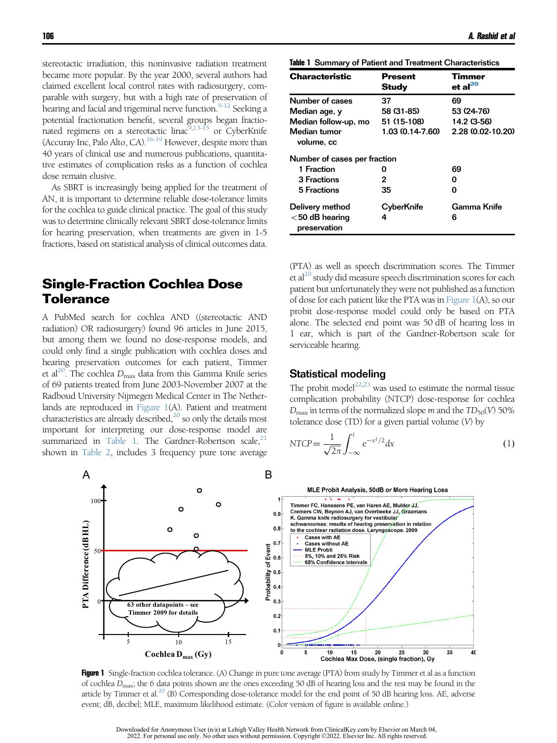stereotactic irradiation, this noninvasive radiation treatment became more popular. By the year 2000, several authors had claimed excellent local control rates with radiosurgery, comparable with surgery, but with a high rate of preservation of hearing and facial and trigeminal nerve function.[9-12] Seeking a potential fractionation benefit, several groups began fractionated regimens on a stereotactic linac[9,13-15] or CyberKnife (Accuray Inc, Palo Alto, CA).[16-19] However, despite more than 40 years of clinical use and numerous publications, quantitative estimates of complication risks as a function of cochlea dose remain elusive.

As SBRT is increasingly being applied for the treatment of AN, it is important to determine reliable dose-tolerance limits for the cochlea to guide clinical practice. The goal of this study was to determine clinically relevant SBRT dose-tolerance limits for hearing preservation, when treatments are given in 1-5 fractions, based on statistical analysis of clinical outcomes data.

## Single-Fraction Cochlea Dose Tolerance

A PubMed search for cochlea AND ((stereotactic AND radiation) OR radiosurgery) found 96 articles in June 2015, but among them we found no dose-response models, and could only find a single publication with cochlea doses and hearing preservation outcomes for each patient, Timmer et al[20]. The cochlea $D_{max}$ data from this Gamma Knife series of 69 patients treated from June 2003-November 2007 at the Radboud University Nijmegen Medical Center in The Netherlands are reproduced in Figure 1(A). Patient and treatment characteristics are already described,[20] so only the details most important for interpreting our dose-response model are summarized in Table 1. The Gardner-Robertson scale,[21] shown in Table 2, includes 3 frequency pure tone average (PTA) as well as speech discrimination scores. The Timmer et al[20] study did measure speech discrimination scores for each patient but unfortunately they were not published as a function of dose for each patient like the PTA was in Figure 1(A), so our probit dose-response model could only be based on PTA alone. The selected end point was 50 dB of hearing loss in 1 ear, which is part of the Gardner-Robertson scale for serviceable hearing.

**Table 1** Summary of Patient and Treatment Characteristics

| Characteristic | Present Study | Timmer et al[20] |
|---|---|---|
| Number of cases | 37 | 69 |
| Median age, y | 58 (31-85) | 53 (24-76) |
| Median follow-up, mo | 51 (15-108) | 14.2 (3-56) |
| Median tumor volume, cc | 1.03 (0.14-7.60) | 2.28 (0.02-10.20) |
| Number of cases per fraction | | |
| 1 Fraction | 0 | 69 |
| 3 Fractions | 2 | 0 |
| 5 Fractions | 35 | 0 |
| Delivery method | CyberKnife | Gamma Knife |
| <50 dB hearing preservation | 4 | 6 |

### Statistical modeling

The probit model[22,23] was used to estimate the normal tissue complication probability (NTCP) dose-response for cochlea $D_{max}$ in terms of the normalized slope $m$ and the $TD_{50}(V)$ 50% tolerance dose (TD) for a given partial volume ($V$) by

$$NTCP = \frac{1}{\sqrt{2\pi}} \int_{-\infty}^{t} e^{-x^2/2} dx \tag{1}$$

**Figure 1** Single-fraction cochlea tolerance. (A) Change in pure tone average (PTA) from study by Timmer et al as a function of cochlea $D_{max}$; the 6 data points shown are the ones exceeding 50 dB of hearing loss and the rest may be found in the article by Timmer et al.[20] (B) Corresponding dose-tolerance model for the end point of 50 dB hearing loss. AE, adverse event; dB, decibel; MLE, maximum likelihood estimate. (Color version of figure is available online.)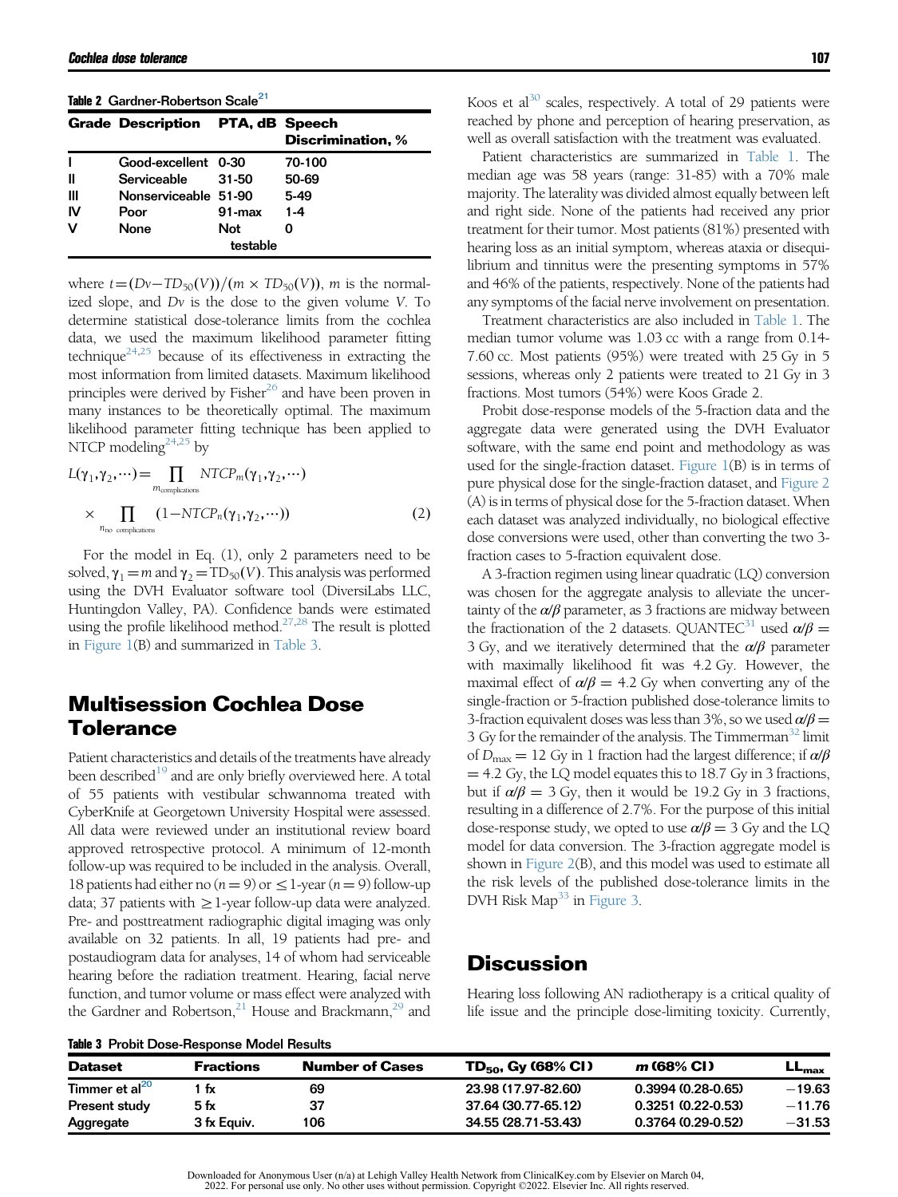**Table 2** Gardner-Robertson Scale[21]

| Grade | Description | PTA, dB | Speech Discrimination, % |
|---|---|---|---|
| I | Good-excellent | 0-30 | 70-100 |
| II | Serviceable | 31-50 | 50-69 |
| III | Nonserviceable | 51-90 | 5-49 |
| IV | Poor | 91-max | 1-4 |
| V | None | Not testable | 0 |

where $t = (Dv - TD_{50}(V))/(m \times TD_{50}(V))$, $m$ is the normalized slope, and $Dv$ is the dose to the given volume $V$. To determine statistical dose-tolerance limits from the cochlea data, we used the maximum likelihood parameter fitting technique[24,25] because of its effectiveness in extracting the most information from limited datasets. Maximum likelihood principles were derived by Fisher[26] and have been proven in many instances to be theoretically optimal. The maximum likelihood parameter fitting technique has been applied to NTCP modeling[24,25] by

$$L(\gamma_1, \gamma_2, \cdots) = \prod_{m_{\text{complications}}} NTCP_m(\gamma_1, \gamma_2, \cdots) \times \prod_{n_{\text{no complications}}} (1 - NTCP_n(\gamma_1, \gamma_2, \cdots)) \quad (2)$$

For the model in Eq. (1), only 2 parameters need to be solved, $\gamma_1 = m$ and $\gamma_2 = TD_{50}(V)$. This analysis was performed using the DVH Evaluator software tool (DiversiLabs LLC, Huntingdon Valley, PA). Confidence bands were estimated using the profile likelihood method.[27,28] The result is plotted in Figure 1(B) and summarized in Table 3.

## Multisession Cochlea Dose Tolerance

Patient characteristics and details of the treatments have already been described[19] and are only briefly overviewed here. A total of 55 patients with vestibular schwannoma treated with CyberKnife at Georgetown University Hospital were assessed. All data were reviewed under an institutional review board approved retrospective protocol. A minimum of 12-month follow-up was required to be included in the analysis. Overall, 18 patients had either no ($n = 9$) or ≤1-year ($n = 9$) follow-up data; 37 patients with ≥1-year follow-up data were analyzed. Pre- and posttreatment radiographic digital imaging was only available on 32 patients. In all, 19 patients had pre- and postaudiogram data for analyses, 14 of whom had serviceable hearing before the radiation treatment. Hearing, facial nerve function, and tumor volume or mass effect were analyzed with the Gardner and Robertson,[21] House and Brackmann,[29] and Koos et al[30] scales, respectively. A total of 29 patients were reached by phone and perception of hearing preservation, as well as overall satisfaction with the treatment was evaluated.

Patient characteristics are summarized in Table 1. The median age was 58 years (range: 31-85) with a 70% male majority. The laterality was divided almost equally between left and right side. None of the patients had received any prior treatment for their tumor. Most patients (81%) presented with hearing loss as an initial symptom, whereas ataxia or disequilibrium and tinnitus were the presenting symptoms in 57% and 46% of the patients, respectively. None of the patients had any symptoms of the facial nerve involvement on presentation.

Treatment characteristics are also included in Table 1. The median tumor volume was 1.03 cc with a range from 0.14-7.60 cc. Most patients (95%) were treated with 25 Gy in 5 sessions, whereas only 2 patients were treated to 21 Gy in 3 fractions. Most tumors (54%) were Koos Grade 2.

Probit dose-response models of the 5-fraction data and the aggregate data were generated using the DVH Evaluator software, with the same end point and methodology as was used for the single-fraction dataset. Figure 1(B) is in terms of pure physical dose for the single-fraction dataset, and Figure 2 (A) is in terms of physical dose for the 5-fraction dataset. When each dataset was analyzed individually, no biological effective dose conversions were used, other than converting the two 3-fraction cases to 5-fraction equivalent dose.

A 3-fraction regimen using linear quadratic (LQ) conversion was chosen for the aggregate analysis to alleviate the uncertainty of the $\alpha/\beta$ parameter, as 3 fractions are midway between the fractionation of the 2 datasets. QUANTEC[31] used $\alpha/\beta = 3$ Gy, and we iteratively determined that the $\alpha/\beta$ parameter with maximally likelihood fit was 4.2 Gy. However, the maximal effect of $\alpha/\beta = 4.2$ Gy when converting any of the single-fraction or 5-fraction published dose-tolerance limits to 3-fraction equivalent doses was less than 3%, so we used $\alpha/\beta = 3$ Gy for the remainder of the analysis. The Timmerman[32] limit of $D_{max} = 12$ Gy in 1 fraction had the largest difference; if $\alpha/\beta = 4.2$ Gy, the LQ model equates this to 18.7 Gy in 3 fractions, but if $\alpha/\beta = 3$ Gy, then it would be 19.2 Gy in 3 fractions, resulting in a difference of 2.7%. For the purpose of this initial dose-response study, we opted to use $\alpha/\beta = 3$ Gy and the LQ model for data conversion. The 3-fraction aggregate model is shown in Figure 2(B), and this model was used to estimate all the risk levels of the published dose-tolerance limits in the DVH Risk Map[33] in Figure 3.

## Discussion

Hearing loss following AN radiotherapy is a critical quality of life issue and the principle dose-limiting toxicity. Currently,

**Table 3** Probit Dose-Response Model Results

| Dataset | Fractions | Number of Cases | $TD_{50}$, Gy (68% CI) | $m$ (68% CI) | $LL_{max}$ |
|---|---|---|---|---|---|
| Timmer et al[20] | 1 fx | 69 | 23.98 (17.97-82.60) | 0.3994 (0.28-0.65) | −19.63 |
| Present study | 5 fx | 37 | 37.64 (30.77-65.12) | 0.3251 (0.22-0.53) | −11.76 |
| Aggregate | 3 fx Equiv. | 106 | 34.55 (28.71-53.43) | 0.3764 (0.29-0.52) | −31.53 |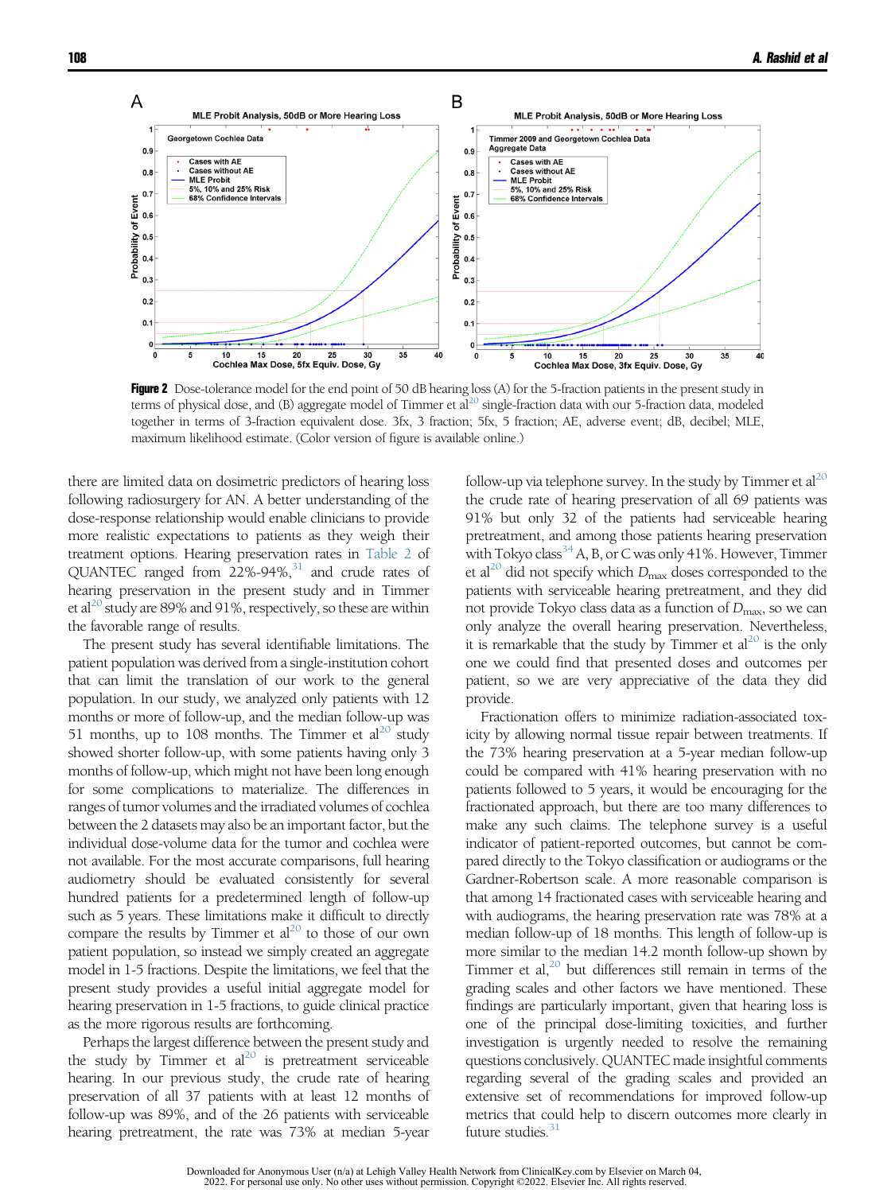**Figure 2** Dose-tolerance model for the end point of 50 dB hearing loss (A) for the 5-fraction patients in the present study in terms of physical dose, and (B) aggregate model of Timmer et al[20] single-fraction data with our 5-fraction data, modeled together in terms of 3-fraction equivalent dose. 3fx, 3 fraction; 5fx, 5 fraction; AE, adverse event; dB, decibel; MLE, maximum likelihood estimate. (Color version of figure is available online.)

there are limited data on dosimetric predictors of hearing loss following radiosurgery for AN. A better understanding of the dose-response relationship would enable clinicians to provide more realistic expectations to patients as they weigh their treatment options. Hearing preservation rates in Table 2 of QUANTEC ranged from 22%-94%,[31] and crude rates of hearing preservation in the present study and in Timmer et al[20] study are 89% and 91%, respectively, so these are within the favorable range of results.

The present study has several identifiable limitations. The patient population was derived from a single-institution cohort that can limit the translation of our work to the general population. In our study, we analyzed only patients with 12 months or more of follow-up, and the median follow-up was 51 months, up to 108 months. The Timmer et al[20] study showed shorter follow-up, with some patients having only 3 months of follow-up, which might not have been long enough for some complications to materialize. The differences in ranges of tumor volumes and the irradiated volumes of cochlea between the 2 datasets may also be an important factor, but the individual dose-volume data for the tumor and cochlea were not available. For the most accurate comparisons, full hearing audiometry should be evaluated consistently for several hundred patients for a predetermined length of follow-up such as 5 years. These limitations make it difficult to directly compare the results by Timmer et al[20] to those of our own patient population, so instead we simply created an aggregate model in 1-5 fractions. Despite the limitations, we feel that the present study provides a useful initial aggregate model for hearing preservation in 1-5 fractions, to guide clinical practice as the more rigorous results are forthcoming.

Perhaps the largest difference between the present study and the study by Timmer et al[20] is pretreatment serviceable hearing. In our previous study, the crude rate of hearing preservation of all 37 patients with at least 12 months of follow-up was 89%, and of the 26 patients with serviceable hearing pretreatment, the rate was 73% at median 5-year follow-up via telephone survey. In the study by Timmer et al[20] the crude rate of hearing preservation of all 69 patients was 91% but only 32 of the patients had serviceable hearing pretreatment, and among those patients hearing preservation with Tokyo class[34] A, B, or C was only 41%. However, Timmer et al[20] did not specify which $D_{max}$ doses corresponded to the patients with serviceable hearing pretreatment, and they did not provide Tokyo class as a function of $D_{max}$, so we can only analyze the overall hearing preservation. Nevertheless, it is remarkable that the study by Timmer et al[20] is the only one we could find that presented doses and outcomes per patient, so we are very appreciative of the data they did provide.

Fractionation offers to minimize radiation-associated toxicity by allowing normal tissue repair between treatments. If the 73% hearing preservation at a 5-year median follow-up could be compared with 41% hearing preservation with no patients followed to 5 years, it would be encouraging for the fractionated approach, but there are too many differences to make any such claims. The telephone survey is a useful indicator of patient-reported outcomes, but cannot be compared directly to the Tokyo classification or audiograms or the Gardner-Robertson scale. A more reasonable comparison is that among 14 fractionated cases with serviceable hearing and with audiograms, the hearing preservation rate was 78% at a median follow-up of 18 months. This length of follow-up is more similar to the median 14.2 month follow-up shown by Timmer et al,[20] but differences still remain in terms of the grading scales and other factors we have mentioned. These findings are particularly important, given that hearing loss is one of the principal dose-limiting toxicities, and further investigation is urgently needed to resolve the remaining questions conclusively. QUANTEC made insightful comments regarding several of the grading scales and provided an extensive set of recommendations for improved follow-up metrics that could help to discern outcomes more clearly in future studies.[31]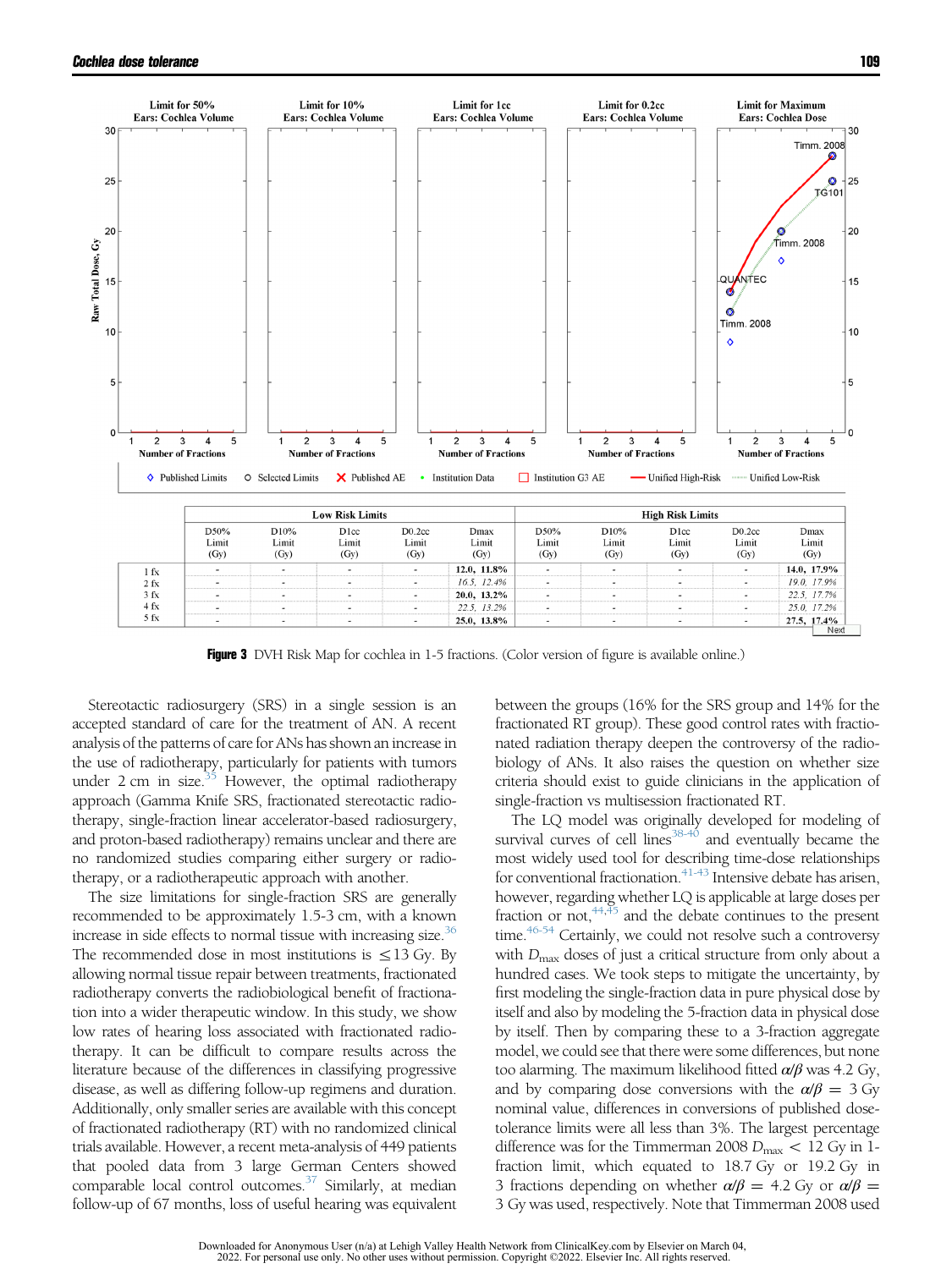| | Low Risk Limits | | | | | High Risk Limits | | | | |
|---|---|---|---|---|---|---|---|---|---|---|
| | D50% Limit (Gy) | D10% Limit (Gy) | D1cc Limit (Gy) | D0.2cc Limit (Gy) | Dmax Limit (Gy) | D50% Limit (Gy) | D10% Limit (Gy) | D1cc Limit (Gy) | D0.2cc Limit (Gy) | Dmax Limit (Gy) |
| 1 fx | - | - | - | - | **12.0, 11.8%** | - | - | - | - | **14.0, 17.9%** |
| 2 fx | - | - | - | - | *16.5, 12.4%* | - | - | - | - | *19.0, 17.9%* |
| 3 fx | - | - | - | - | **20.0, 13.2%** | - | - | - | - | *22.5, 17.7%* |
| 4 fx | - | - | - | - | *22.5, 13.2%* | - | - | - | - | *25.0, 17.2%* |
| 5 fx | - | - | - | - | **25.0, 13.8%** | - | - | - | - | **27.5, 17.4%** |

**Figure 3** DVH Risk Map for cochlea in 1-5 fractions. (Color version of figure is available online.)

Stereotactic radiosurgery (SRS) in a single session is an accepted standard of care for the treatment of AN. A recent analysis of the patterns of care for ANs has shown an increase in the use of radiotherapy, particularly for patients with tumors under 2 cm in size.[35] However, the optimal radiotherapy approach (Gamma Knife SRS, fractionated stereotactic radiotherapy, single-fraction linear accelerator-based radiosurgery, and proton-based radiotherapy) remains unclear and there are no randomized studies comparing either surgery or radiotherapy, or a radiotherapeutic approach with another.

The size limitations for single-fraction SRS are generally recommended to be approximately 1.5-3 cm, with a known increase in side effects to normal tissue with increasing size.[36] The recommended dose in most institutions is $\leq$13 Gy. By allowing normal tissue repair between treatments, fractionated radiotherapy converts the radiobiological benefit of fractionation into a wider therapeutic window. In this study, we show low rates of hearing loss associated with fractionated radiotherapy. It can be difficult to compare results across the literature because of the differences in classifying progressive disease, as well as differing follow-up regimens and duration. Additionally, only smaller series are available with this concept of fractionated radiotherapy (RT) with no randomized clinical trials available. However, a recent meta-analysis of 449 patients that pooled data from 3 large German Centers showed comparable local control outcomes.[37] Similarly, at median follow-up of 67 months, loss of useful hearing was equivalent between the groups (16% for the SRS group and 14% for the fractionated RT group). These good control rates with fractionated radiation therapy deepen the controversy of the radiobiology of ANs. It also raises the question on whether size criteria should exist to guide clinicians in the application of single-fraction vs multisession fractionated RT.

The LQ model was originally developed for modeling of survival curves of cell lines[38-40] and eventually became the most widely used tool for describing time-dose relationships for conventional fractionation.[41-43] Intensive debate has arisen, however, regarding whether LQ is applicable at large doses per fraction or not,[44,45] and the debate continues to the present time.[46-54] Certainly, we could not resolve such a controversy with $D_{max}$ doses of just a critical structure from only about a hundred cases. We took steps to mitigate the uncertainty, by first modeling the single-fraction data in pure physical dose by itself and also by modeling the 5-fraction data in physical dose by itself. Then by comparing these to a 3-fraction aggregate model, we could see that there were some differences, but none too alarming. The maximum likelihood fitted $\alpha/\beta$ was 4.2 Gy, and by comparing dose conversions with the $\alpha/\beta = 3$ Gy nominal value, differences in conversions of published dose-tolerance limits were all less than 3%. The largest percentage difference was for the Timmerman 2008 $D_{max} < 12$ Gy in 1-fraction limit, which equated to 18.7 Gy or 19.2 Gy in 3 fractions depending on whether $\alpha/\beta = 4.2$ Gy or $\alpha/\beta = 3$ Gy was used, respectively. Note that Timmerman 2008 used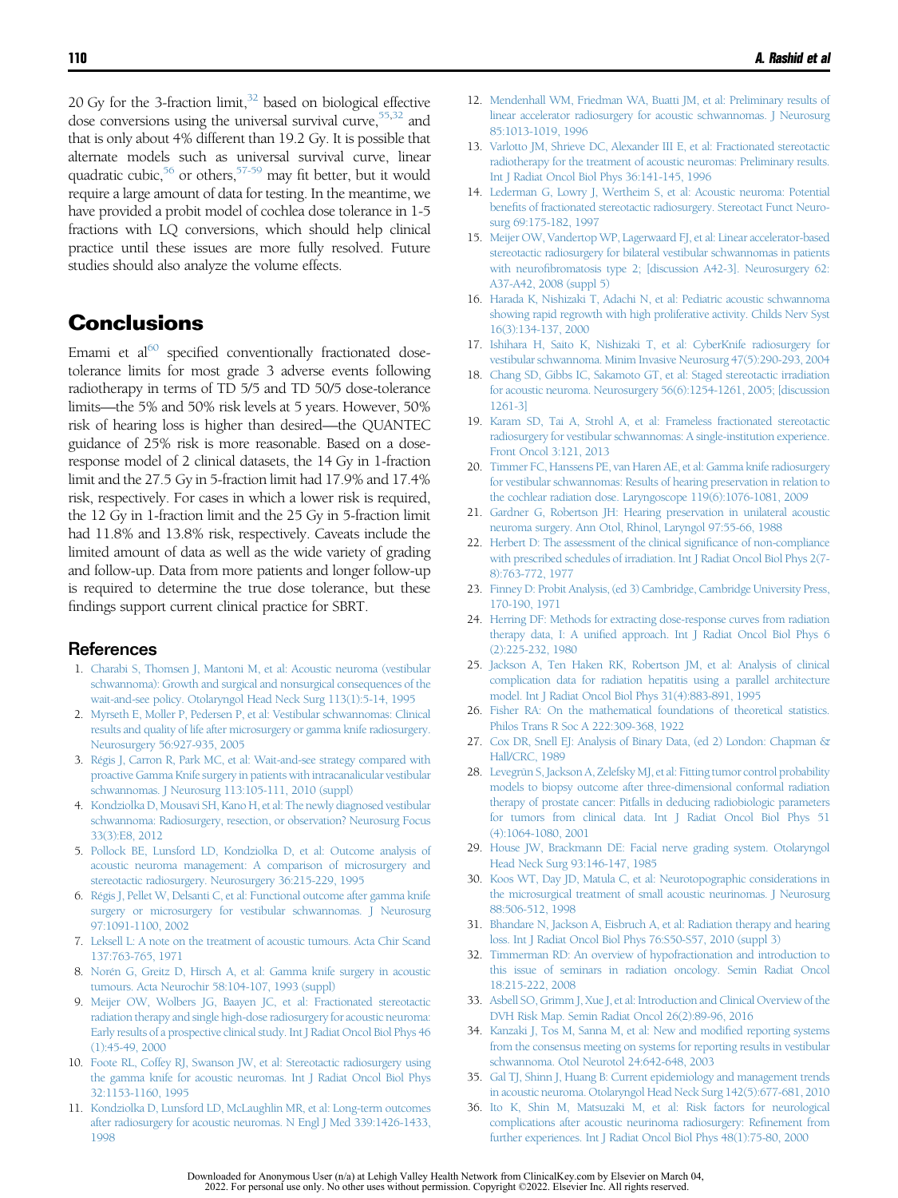20 Gy for the 3-fraction limit,[32] based on biological effective dose conversions using the universal survival curve,[55,32] and that is only about 4% different than 19.2 Gy. It is possible that alternate models such as universal survival curve, linear quadratic cubic,[56] or others,[57-59] may fit better, but it would require a large amount of data for testing. In the meantime, we have provided a probit model of cochlea dose tolerance in 1-5 fractions with LQ conversions, which should help clinical practice until these issues are more fully resolved. Future studies should also analyze the volume effects.

## Conclusions

Emami et al[60] specified conventionally fractionated dose-tolerance limits for most grade 3 adverse events following radiotherapy in terms of TD 5/5 and TD 50/5 dose-tolerance limits—the 5% and 50% risk levels at 5 years. However, 50% risk of hearing loss is higher than desired—the QUANTEC guidance of 25% risk is more reasonable. Based on a dose-response model of 2 clinical datasets, the 14 Gy in 1-fraction limit and the 27.5 Gy in 5-fraction limit had 17.9% and 17.4% risk, respectively. For cases in which a lower risk is required, the 12 Gy in 1-fraction limit and the 25 Gy in 5-fraction limit had 11.8% and 13.8% risk, respectively. Caveats include the limited amount of data as well as the wide variety of grading and follow-up. Data from more patients and longer follow-up is required to determine the true dose tolerance, but these findings support current clinical practice for SBRT.

### References

1. Charabi S, Thomsen J, Mantoni M, et al: Acoustic neuroma (vestibular schwannoma): Growth and surgical and nonsurgical consequences of the wait-and-see policy. Otolaryngol Head Neck Surg 113(1):5-14, 1995
2. Myrseth E, Moller P, Pedersen P, et al: Vestibular schwannomas: Clinical results and quality of life after microsurgery or gamma knife radiosurgery. Neurosurgery 56:927-935, 2005
3. Régis J, Carron R, Park MC, et al: Wait-and-see strategy compared with proactive Gamma Knife surgery in patients with intracanalicular vestibular schwannomas. J Neurosurg 113:105-111, 2010 (suppl)
4. Kondziolka D, Mousavi SH, Kano H, et al: The newly diagnosed vestibular schwannoma: Radiosurgery, resection, or observation? Neurosurg Focus 33(3):E8, 2012
5. Pollock BE, Lunsford LD, Kondziolka D, et al: Outcome analysis of acoustic neuroma management: A comparison of microsurgery and stereotactic radiosurgery. Neurosurgery 36:215-229, 1995
6. Régis J, Pellet W, Delsanti C, et al: Functional outcome after gamma knife surgery or microsurgery for vestibular schwannomas. J Neurosurg 97:1091-1100, 2002
7. Leksell L: A note on the treatment of acoustic tumours. Acta Chir Scand 137:763-765, 1971
8. Norén G, Greitz D, Hirsch A, et al: Gamma knife surgery in acoustic tumours. Acta Neurochir 58:104-107, 1993 (suppl)
9. Meijer OW, Wolbers JG, Baayen JC, et al: Fractionated stereotactic radiation therapy and single high-dose radiosurgery for acoustic neuroma: Early results of a prospective clinical study. Int J Radiat Oncol Biol Phys 46 (1):45-49, 2000
10. Foote RL, Coffey RJ, Swanson JW, et al: Stereotactic radiosurgery using the gamma knife for acoustic neuromas. Int J Radiat Oncol Biol Phys 32:1153-1160, 1995
11. Kondziolka D, Lunsford LD, McLaughlin MR, et al: Long-term outcomes after radiosurgery for acoustic neuromas. N Engl J Med 339:1426-1433, 1998
12. Mendenhall WM, Friedman WA, Buatti JM, et al: Preliminary results of linear accelerator radiosurgery for acoustic schwannomas. J Neurosurg 85:1013-1019, 1996
13. Varlotto JM, Shrieve DC, Alexander III E, et al: Fractionated stereotactic radiotherapy for the treatment of acoustic neuromas: Preliminary results. Int J Radiat Oncol Biol Phys 36:141-145, 1996
14. Lederman G, Lowry J, Wertheim S, et al: Acoustic neuroma: Potential benefits of fractionated stereotactic radiosurgery. Stereotact Funct Neurosurg 69:175-182, 1997
15. Meijer OW, Vandertop WP, Lagerwaard FJ, et al: Linear accelerator-based stereotactic radiosurgery for bilateral vestibular schwannomas in patients with neurofibromatosis type 2; [discussion A42-3]. Neurosurgery 62: A37-A42, 2008 (suppl 5)
16. Harada K, Nishizaki T, Adachi N, et al: Pediatric acoustic schwannoma showing rapid regrowth with high proliferative activity. Childs Nerv Syst 16(3):134-137, 2000
17. Ishihara H, Saito K, Nishizaki T, et al: CyberKnife radiosurgery for vestibular schwannoma. Minim Invasive Neurosurg 47(5):290-293, 2004
18. Chang SD, Gibbs IC, Sakamoto GT, et al: Staged stereotactic irradiation for acoustic neuroma. Neurosurgery 56(6):1254-1261, 2005; [discussion 1261-3]
19. Karam SD, Tai A, Strohl A, et al: Frameless fractionated stereotactic radiosurgery for vestibular schwannomas: A single-institution experience. Front Oncol 3:121, 2013
20. Timmer FC, Hanssens PE, van Haren AE, et al: Gamma knife radiosurgery for vestibular schwannomas: Results of hearing preservation in relation to the cochlear radiation dose. Laryngoscope 119(6):1076-1081, 2009
21. Gardner G, Robertson JH: Hearing preservation in unilateral acoustic neuroma surgery. Ann Otol, Rhinol, Laryngol 97:55-66, 1988
22. Herbert D: The assessment of the clinical significance of non-compliance with prescribed schedules of irradiation. Int J Radiat Oncol Biol Phys 2(7-8):763-772, 1977
23. Finney D: Probit Analysis, (ed 3) Cambridge, Cambridge University Press, 170-190, 1971
24. Herring DF: Methods for extracting dose-response curves from radiation therapy data, I: A unified approach. Int J Radiat Oncol Biol Phys 6 (2):225-232, 1980
25. Jackson A, Ten Haken RK, Robertson JM, et al: Analysis of clinical complication data for radiation hepatitis using a parallel architecture model. Int J Radiat Oncol Biol Phys 31(4):883-891, 1995
26. Fisher RA: On the mathematical foundations of theoretical statistics. Philos Trans R Soc A 222:309-368, 1922
27. Cox DR, Snell EJ: Analysis of Binary Data, (ed 2) London: Chapman & Hall/CRC, 1989
28. Levegrün S, Jackson A, Zelefsky MJ, et al: Fitting tumor control probability models to biopsy outcome after three-dimensional conformal radiation therapy of prostate cancer: Pitfalls in deducing radiobiologic parameters for tumors from clinical data. Int J Radiat Oncol Biol Phys 51 (4):1064-1080, 2001
29. House JW, Brackmann DE: Facial nerve grading system. Otolaryngol Head Neck Surg 93:146-147, 1985
30. Koos WT, Day JD, Matula C, et al: Neurotopographic considerations in the microsurgical treatment of small acoustic neurinomas. J Neurosurg 88:506-512, 1998
31. Bhandare N, Jackson A, Eisbruch A, et al: Radiation therapy and hearing loss. Int J Radiat Oncol Biol Phys 76:S50-S57, 2010 (suppl 3)
32. Timmerman RD: An overview of hypofractionation and introduction to this issue of seminars in radiation oncology. Semin Radiat Oncol 18:215-222, 2008
33. Asbell SO, Grimm J, Xue J, et al: Introduction and Clinical Overview of the DVH Risk Map. Semin Radiat Oncol 26(2):89-96, 2016
34. Kanzaki J, Tos M, Sanna M, et al: New and modified reporting systems from the consensus meeting on systems for reporting results in vestibular schwannoma. Otol Neurotol 24:642-648, 2003
35. Gal TJ, Shinn J, Huang B: Current epidemiology and management trends in acoustic neuroma. Otolaryngol Head Neck Surg 142(5):677-681, 2010
36. Ito K, Shin M, Matsuzaki M, et al: Risk factors for neurological complications after acoustic neurinoma radiosurgery: Refinement from further experiences. Int J Radiat Oncol Biol Phys 48(1):75-80, 2000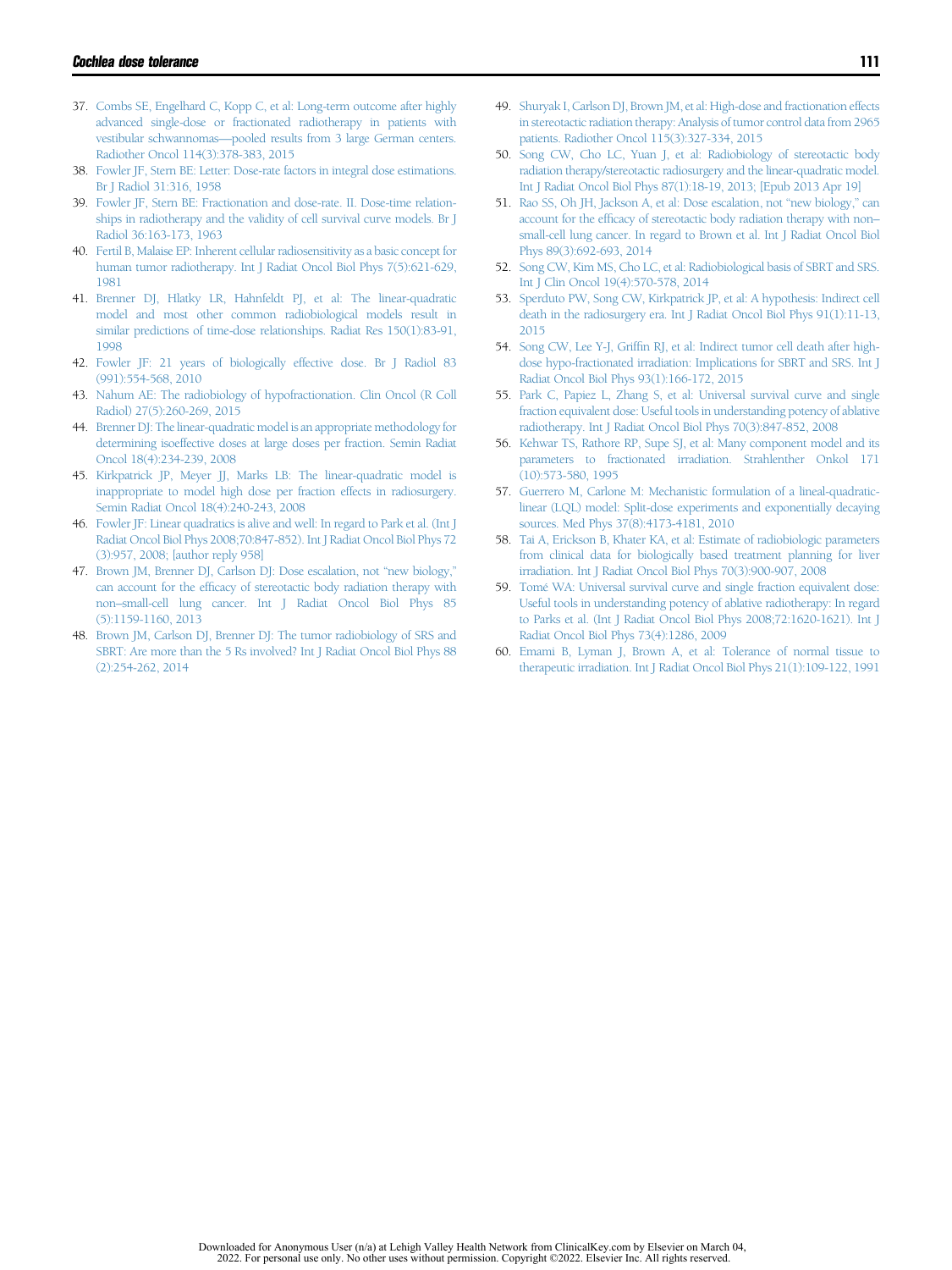37. Combs SE, Engelhard C, Kopp C, et al: Long-term outcome after highly advanced single-dose or fractionated radiotherapy in patients with vestibular schwannomas—pooled results from 3 large German centers. Radiother Oncol 114(3):378-383, 2015
38. Fowler JF, Stern BE: Letter: Dose-rate factors in integral dose estimations. Br J Radiol 31:316, 1958
39. Fowler JF, Stern BE: Fractionation and dose-rate. II. Dose-time relationships in radiotherapy and the validity of cell survival curve models. Br J Radiol 36:163-173, 1963
40. Fertil B, Malaise EP: Inherent cellular radiosensitivity as a basic concept for human tumor radiotherapy. Int J Radiat Oncol Biol Phys 7(5):621-629, 1981
41. Brenner DJ, Hlatky LR, Hahnfeldt PJ, et al: The linear-quadratic model and most other common radiobiological models result in similar predictions of time-dose relationships. Radiat Res 150(1):83-91, 1998
42. Fowler JF: 21 years of biologically effective dose. Br J Radiol 83 (991):554-568, 2010
43. Nahum AE: The radiobiology of hypofractionation. Clin Oncol (R Coll Radiol) 27(5):260-269, 2015
44. Brenner DJ: The linear-quadratic model is an appropriate methodology for determining isoeffective doses at large doses per fraction. Semin Radiat Oncol 18(4):234-239, 2008
45. Kirkpatrick JP, Meyer JJ, Marks LB: The linear-quadratic model is inappropriate to model high dose per fraction effects in radiosurgery. Semin Radiat Oncol 18(4):240-243, 2008
46. Fowler JF: Linear quadratics is alive and well: In regard to Park et al. (Int J Radiat Oncol Biol Phys 2008;70:847-852). Int J Radiat Oncol Biol Phys 72 (3):957, 2008; [author reply 958]
47. Brown JM, Brenner DJ, Carlson DJ: Dose escalation, not "new biology," can account for the efficacy of stereotactic body radiation therapy with non–small-cell lung cancer. Int J Radiat Oncol Biol Phys 85 (5):1159-1160, 2013
48. Brown JM, Carlson DJ, Brenner DJ: The tumor radiobiology of SRS and SBRT: Are more than the 5 Rs involved? Int J Radiat Oncol Biol Phys 88 (2):254-262, 2014
49. Shuryak I, Carlson DJ, Brown JM, et al: High-dose and fractionation effects in stereotactic radiation therapy: Analysis of tumor control data from 2965 patients. Radiother Oncol 115(3):327-334, 2015
50. Song CW, Cho LC, Yuan J, et al: Radiobiology of stereotactic body radiation therapy/stereotactic radiosurgery and the linear-quadratic model. Int J Radiat Oncol Biol Phys 87(1):18-19, 2013; [Epub 2013 Apr 19]
51. Rao SS, Oh JH, Jackson A, et al: Dose escalation, not "new biology," can account for the efficacy of stereotactic body radiation therapy with non–small-cell lung cancer. In regard to Brown et al. Int J Radiat Oncol Biol Phys 89(3):692-693, 2014
52. Song CW, Kim MS, Cho LC, et al: Radiobiological basis of SBRT and SRS. Int J Clin Oncol 19(4):570-578, 2014
53. Sperduto PW, Song CW, Kirkpatrick JP, et al: A hypothesis: Indirect cell death in the radiosurgery era. Int J Radiat Oncol Biol Phys 91(1):11-13, 2015
54. Song CW, Lee Y-J, Griffin RJ, et al: Indirect tumor cell death after high-dose hypo-fractionated irradiation: Implications for SBRT and SRS. Int J Radiat Oncol Biol Phys 93(1):166-172, 2015
55. Park C, Papiez L, Zhang S, et al: Universal survival curve and single fraction equivalent dose: Useful tools in understanding potency of ablative radiotherapy. Int J Radiat Oncol Biol Phys 70(3):847-852, 2008
56. Kehwar TS, Rathore RP, Supe SJ, et al: Many component model and its parameters to fractionated irradiation. Strahlenther Onkol 171 (10):573-580, 1995
57. Guerrero M, Carlone M: Mechanistic formulation of a lineal-quadratic-linear (LQL) model: Split-dose experiments and exponentially decaying sources. Med Phys 37(8):4173-4181, 2010
58. Tai A, Erickson B, Khater KA, et al: Estimate of radiobiologic parameters from clinical data for biologically based treatment planning for liver irradiation. Int J Radiat Oncol Biol Phys 70(3):900-907, 2008
59. Tomé WA: Universal survival curve and single fraction equivalent dose: Useful tools in understanding potency of ablative radiotherapy: In regard to Parks et al. (Int J Radiat Oncol Biol Phys 2008;72:1620-1621). Int J Radiat Oncol Biol Phys 73(4):1286, 2009
60. Emami B, Lyman J, Brown A, et al: Tolerance of normal tissue to therapeutic irradiation. Int J Radiat Oncol Biol Phys 21(1):109-122, 1991